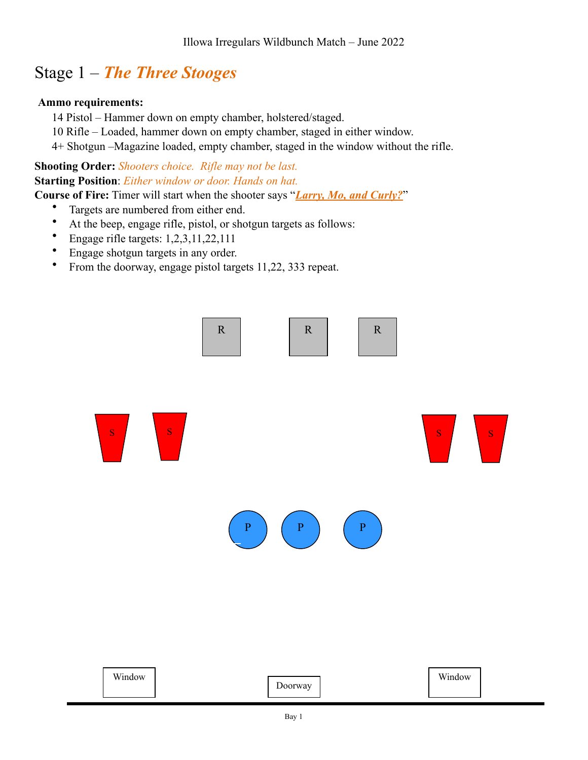Illowa Irregulars Wildbunch Match – June 2022

# Stage 1 – *The Three Stooges*

**Ammo requirements:**

14 Pistol – Hammer down on empty chamber, holstered/staged.
10 Rifle – Loaded, hammer down on empty chamber, staged in either window.
4+ Shotgun –Magazine loaded, empty chamber, staged in the window without the rifle.

**Shooting Order:** *Shooters choice. Rifle may not be last.*
**Starting Position**: *Either window or door. Hands on hat.*
**Course of Fire:** Timer will start when the shooter says "***Larry, Mo, and Curly?***"

- Targets are numbered from either end.
- At the beep, engage rifle, pistol, or shotgun targets as follows:
- Engage rifle targets: 1,2,3,11,22,111
- Engage shotgun targets in any order.
- From the doorway, engage pistol targets 11,22, 333 repeat.

R R R

S S S S

P P P

Window Doorway Window

Bay 1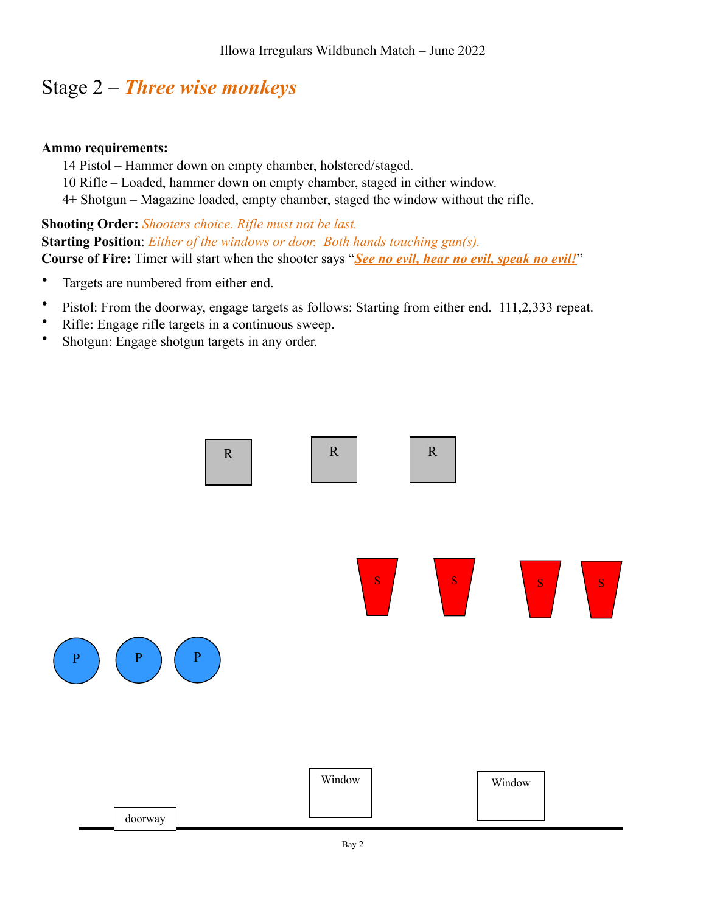Illowa Irregulars Wildbunch Match – June 2022

# Stage 2 – ***Three wise monkeys***

**Ammo requirements:**

14 Pistol – Hammer down on empty chamber, holstered/staged.
10 Rifle – Loaded, hammer down on empty chamber, staged in either window.
4+ Shotgun – Magazine loaded, empty chamber, staged the window without the rifle.

**Shooting Order:** *Shooters choice. Rifle must not be last.*
**Starting Position**: *Either of the windows or door. Both hands touching gun(s).*
**Course of Fire:** Timer will start when the shooter says "***See no evil, hear no evil, speak no evil!***"

- Targets are numbered from either end.
- Pistol: From the doorway, engage targets as follows: Starting from either end. 111,2,333 repeat.
- Rifle: Engage rifle targets in a continuous sweep.
- Shotgun: Engage shotgun targets in any order.

R R R

S S S S

P P P

Window Window

doorway

Bay 2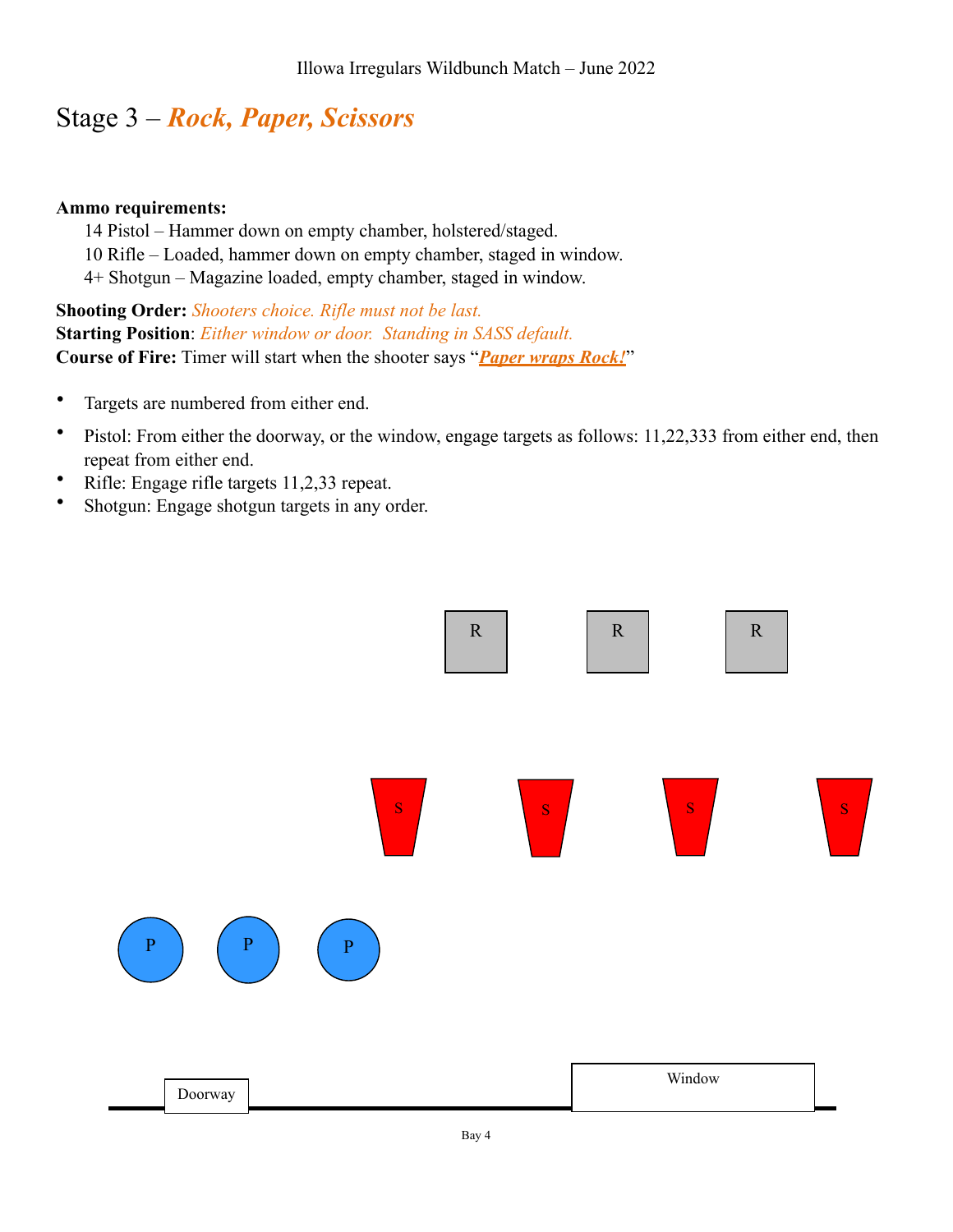Illowa Irregulars Wildbunch Match – June 2022

# Stage 3 – *Rock, Paper, Scissors*

**Ammo requirements:**

14 Pistol – Hammer down on empty chamber, holstered/staged.
10 Rifle – Loaded, hammer down on empty chamber, staged in window.
4+ Shotgun – Magazine loaded, empty chamber, staged in window.

**Shooting Order:** *Shooters choice. Rifle must not be last.*
**Starting Position**: *Either window or door. Standing in SASS default.*
**Course of Fire:** Timer will start when the shooter says "***Paper wraps Rock!***"

- Targets are numbered from either end.
- Pistol: From either the doorway, or the window, engage targets as follows: 11,22,333 from either end, then repeat from either end.
- Rifle: Engage rifle targets 11,2,33 repeat.
- Shotgun: Engage shotgun targets in any order.

R R R

S S S S

P P P

Doorway Window

Bay 4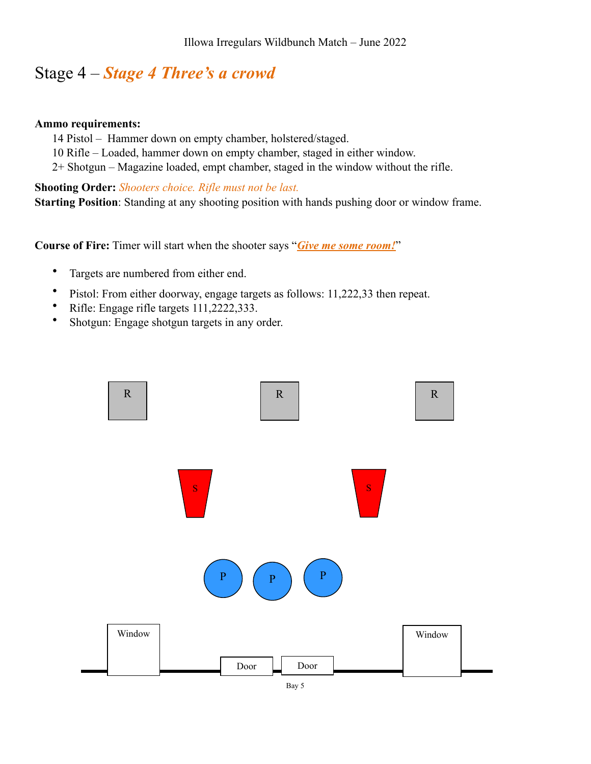Illowa Irregulars Wildbunch Match – June 2022

# Stage 4 – *Stage 4 Three's a crowd*

**Ammo requirements:**

14 Pistol – Hammer down on empty chamber, holstered/staged.
10 Rifle – Loaded, hammer down on empty chamber, staged in either window.
2+ Shotgun – Magazine loaded, empt chamber, staged in the window without the rifle.

**Shooting Order:** *Shooters choice. Rifle must not be last.*
**Starting Position**: Standing at any shooting position with hands pushing door or window frame.

**Course of Fire:** Timer will start when the shooter says "***Give me some room!***"

- Targets are numbered from either end.
- Pistol: From either doorway, engage targets as follows: 11,222,33 then repeat.
- Rifle: Engage rifle targets 111,2222,333.
- Shotgun: Engage shotgun targets in any order.

R R R

S S

P P P

Window Door Door Window

Bay 5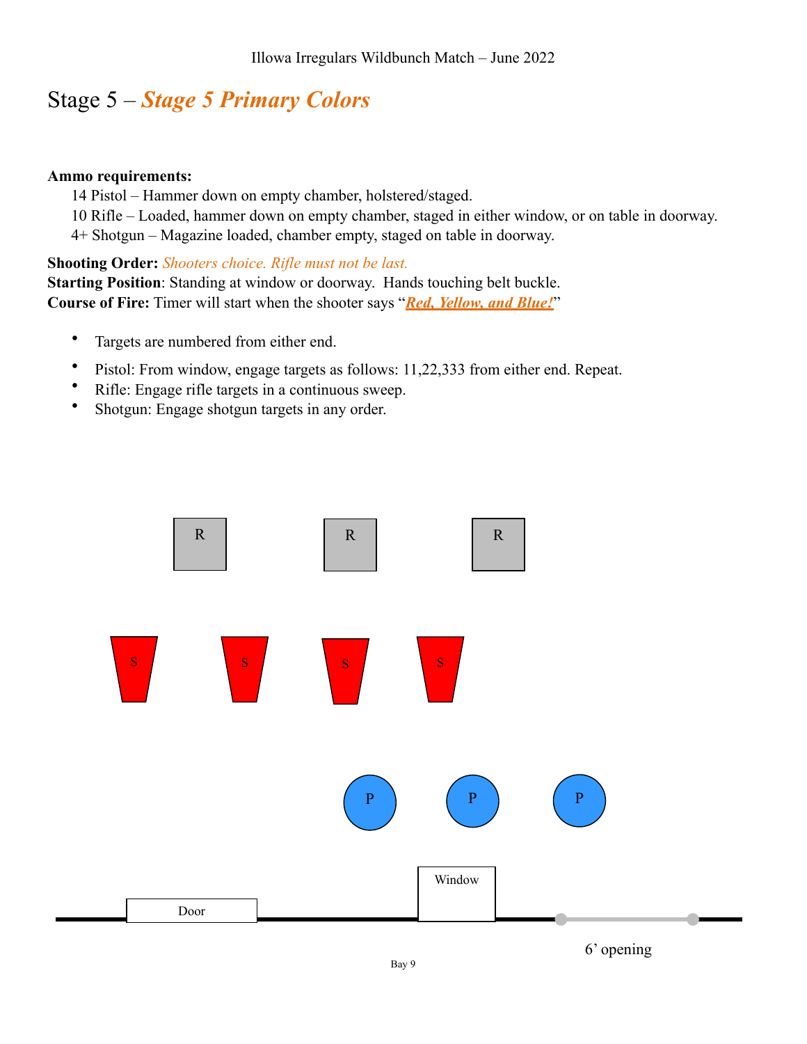# Stage 5 – ***Stage 5 Primary Colors***

**Ammo requirements:**

14 Pistol – Hammer down on empty chamber, holstered/staged.
10 Rifle – Loaded, hammer down on empty chamber, staged in either window, or on table in doorway.
4+ Shotgun – Magazine loaded, chamber empty, staged on table in doorway.

**Shooting Order:** *Shooters choice. Rifle must not be last.*
**Starting Position**: Standing at window or doorway. Hands touching belt buckle.
**Course of Fire:** Timer will start when the shooter says "***Red, Yellow, and Blue!***"

- Targets are numbered from either end.
- Pistol: From window, engage targets as follows: 11,22,333 from either end. Repeat.
- Rifle: Engage rifle targets in a continuous sweep.
- Shotgun: Engage shotgun targets in any order.

R R R

S S S S

P P P

Door

Window

6' opening

Bay 9